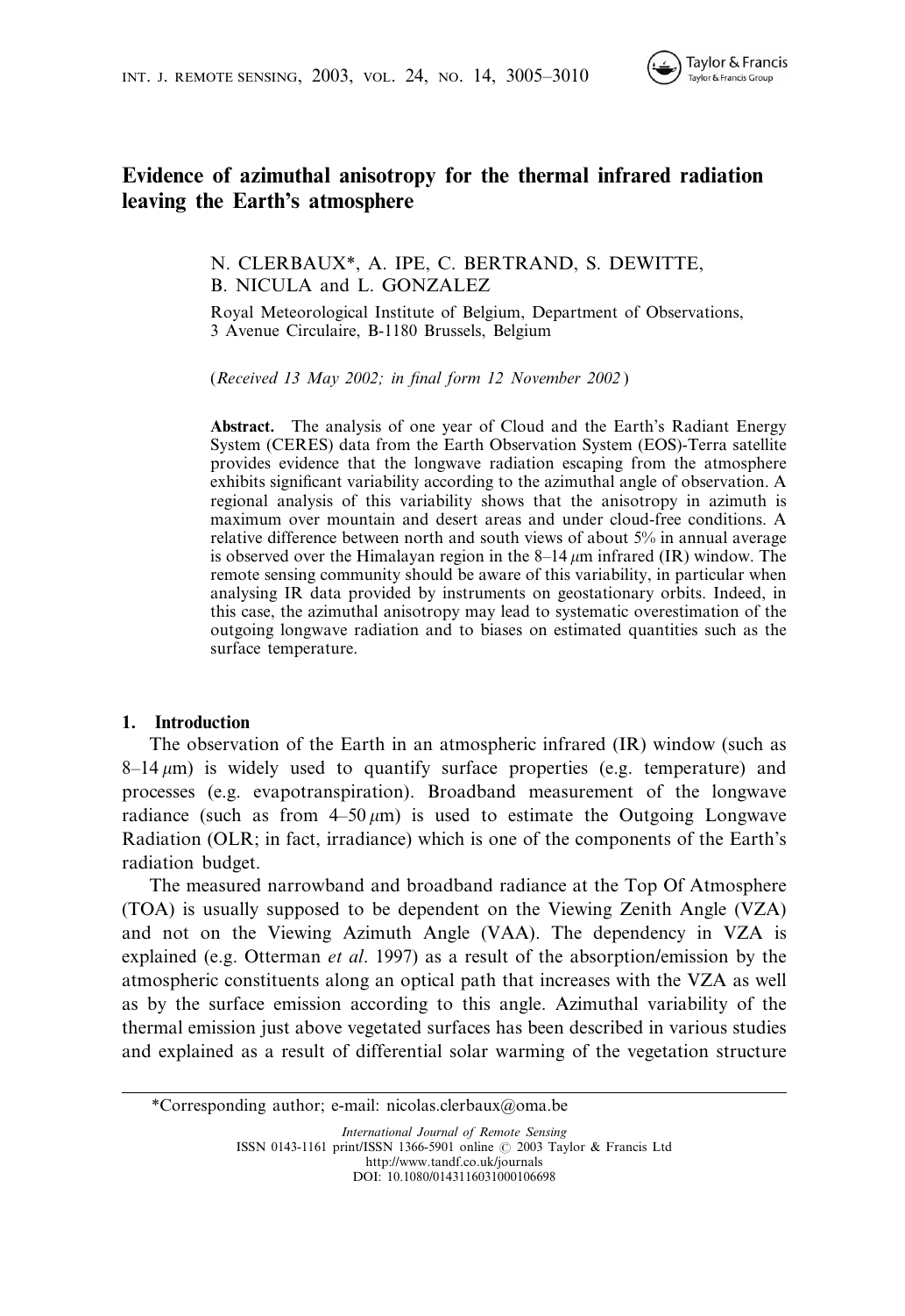# Evidence of azimuthal anisotropy for the thermal infrared radiation leaving the Earth's atmosphere

N. CLERBAUX*, A. IPE, C. BERTRAND, S. DEWITTE, B. NICULA and L. GONZALEZ

Royal Meteorological Institute of Belgium, Department of Observations, 3 Avenue Circulaire, B-1180 Brussels, Belgium

(*Received 13 May 2002; in final form 12 November 2002*)

**Abstract.** The analysis of one year of Cloud and the Earth's Radiant Energy System (CERES) data from the Earth Observation System (EOS)-Terra satellite provides evidence that the longwave radiation escaping from the atmosphere exhibits significant variability according to the azimuthal angle of observation. A regional analysis of this variability shows that the anisotropy in azimuth is maximum over mountain and desert areas and under cloud-free conditions. A relative difference between north and south views of about 5% in annual average is observed over the Himalayan region in the 8–14 $\mu$m infrared (IR) window. The remote sensing community should be aware of this variability, in particular when analysing IR data provided by instruments on geostationary orbits. Indeed, in this case, the azimuthal anisotropy may lead to systematic overestimation of the outgoing longwave radiation and to biases on estimated quantities such as the surface temperature.

## 1. Introduction

The observation of the Earth in an atmospheric infrared (IR) window (such as 8–14 $\mu$m) is widely used to quantify surface properties (e.g. temperature) and processes (e.g. evapotranspiration). Broadband measurement of the longwave radiance (such as from 4–50 $\mu$m) is used to estimate the Outgoing Longwave Radiation (OLR; in fact, irradiance) which is one of the components of the Earth's radiation budget.

The measured narrowband and broadband radiance at the Top Of Atmosphere (TOA) is usually supposed to be dependent on the Viewing Zenith Angle (VZA) and not on the Viewing Azimuth Angle (VAA). The dependency in VZA is explained (e.g. Otterman *et al.* 1997) as a result of the absorption/emission by the atmospheric constituents along an optical path that increases with the VZA as well as by the surface emission according to this angle. Azimuthal variability of the thermal emission just above vegetated surfaces has been described in various studies and explained as a result of differential solar warming of the vegetation structure

*Corresponding author; e-mail: nicolas.clerbaux@oma.be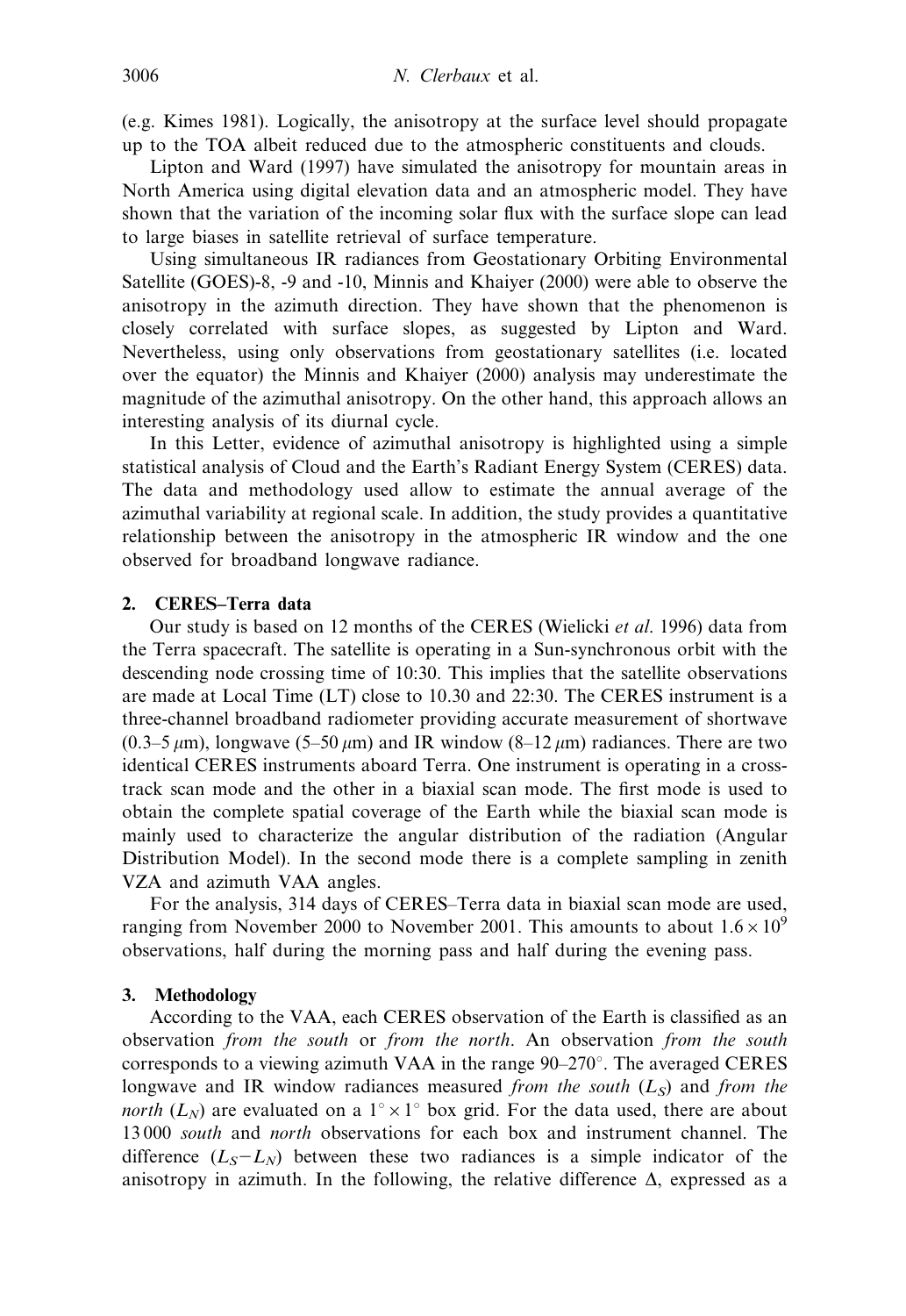(e.g. Kimes 1981). Logically, the anisotropy at the surface level should propagate up to the TOA albeit reduced due to the atmospheric constituents and clouds.

Lipton and Ward (1997) have simulated the anisotropy for mountain areas in North America using digital elevation data and an atmospheric model. They have shown that the variation of the incoming solar flux with the surface slope can lead to large biases in satellite retrieval of surface temperature.

Using simultaneous IR radiances from Geostationary Orbiting Environmental Satellite (GOES)-8, -9 and -10, Minnis and Khaiyer (2000) were able to observe the anisotropy in the azimuth direction. They have shown that the phenomenon is closely correlated with surface slopes, as suggested by Lipton and Ward. Nevertheless, using only observations from geostationary satellites (i.e. located over the equator) the Minnis and Khaiyer (2000) analysis may underestimate the magnitude of the azimuthal anisotropy. On the other hand, this approach allows an interesting analysis of its diurnal cycle.

In this Letter, evidence of azimuthal anisotropy is highlighted using a simple statistical analysis of Cloud and the Earth's Radiant Energy System (CERES) data. The data and methodology used allow to estimate the annual average of the azimuthal variability at regional scale. In addition, the study provides a quantitative relationship between the anisotropy in the atmospheric IR window and the one observed for broadband longwave radiance.

## 2. CERES–Terra data

Our study is based on 12 months of the CERES (Wielicki *et al.* 1996) data from the Terra spacecraft. The satellite is operating in a Sun-synchronous orbit with the descending node crossing time of 10:30. This implies that the satellite observations are made at Local Time (LT) close to 10.30 and 22:30. The CERES instrument is a three-channel broadband radiometer providing accurate measurement of shortwave (0.3–5 $\mu$m), longwave (5–50 $\mu$m) and IR window (8–12 $\mu$m) radiances. There are two identical CERES instruments aboard Terra. One instrument is operating in a cross-track scan mode and the other in a biaxial scan mode. The first mode is used to obtain the complete spatial coverage of the Earth while the biaxial scan mode is mainly used to characterize the angular distribution of the radiation (Angular Distribution Model). In the second mode there is a complete sampling in zenith VZA and azimuth VAA angles.

For the analysis, 314 days of CERES–Terra data in biaxial scan mode are used, ranging from November 2000 to November 2001. This amounts to about $1.6 \times 10^9$ observations, half during the morning pass and half during the evening pass.

## 3. Methodology

According to the VAA, each CERES observation of the Earth is classified as an observation *from the south* or *from the north*. An observation *from the south* corresponds to a viewing azimuth VAA in the range 90–270°. The averaged CERES longwave and IR window radiances measured *from the south* ($L_S$) and *from the north* ($L_N$) are evaluated on a $1^\circ \times 1^\circ$ box grid. For the data used, there are about 13 000 *south* and *north* observations for each box and instrument channel. The difference ($L_S - L_N$) between these two radiances is a simple indicator of the anisotropy in azimuth. In the following, the relative difference $\Delta$, expressed as a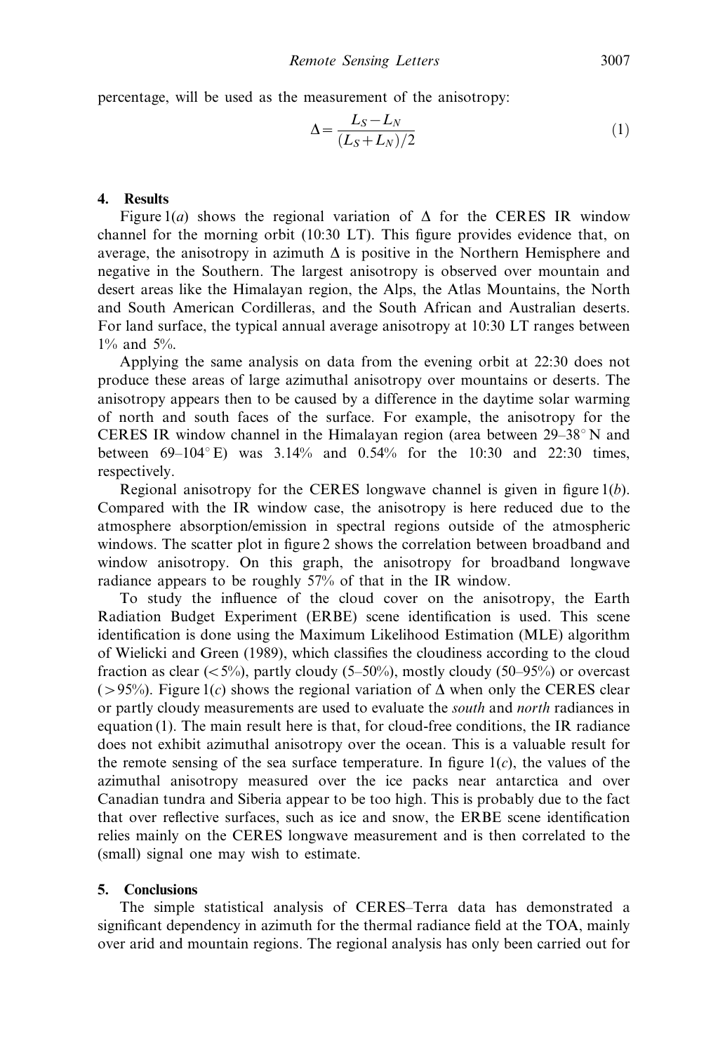percentage, will be used as the measurement of the anisotropy:

$$\Delta = \frac{L_S - L_N}{(L_S + L_N)/2} \tag{1}$$

## 4. Results

Figure 1(*a*) shows the regional variation of $\Delta$ for the CERES IR window channel for the morning orbit (10:30 LT). This figure provides evidence that, on average, the anisotropy in azimuth $\Delta$ is positive in the Northern Hemisphere and negative in the Southern. The largest anisotropy is observed over mountain and desert areas like the Himalayan region, the Alps, the Atlas Mountains, the North and South American Cordilleras, and the South African and Australian deserts. For land surface, the typical annual average anisotropy at 10:30 LT ranges between 1% and 5%.

Applying the same analysis on data from the evening orbit at 22:30 does not produce these areas of large azimuthal anisotropy over mountains or deserts. The anisotropy appears then to be caused by a difference in the daytime solar warming of north and south faces of the surface. For example, the anisotropy for the CERES IR window channel in the Himalayan region (area between 29–38° N and between 69–104° E) was 3.14% and 0.54% for the 10:30 and 22:30 times, respectively.

Regional anisotropy for the CERES longwave channel is given in figure 1(*b*). Compared with the IR window case, the anisotropy is here reduced due to the atmosphere absorption/emission in spectral regions outside of the atmospheric windows. The scatter plot in figure 2 shows the correlation between broadband and window anisotropy. On this graph, the anisotropy for broadband longwave radiance appears to be roughly 57% of that in the IR window.

To study the influence of the cloud cover on the anisotropy, the Earth Radiation Budget Experiment (ERBE) scene identification is used. This scene identification is done using the Maximum Likelihood Estimation (MLE) algorithm of Wielicki and Green (1989), which classifies the cloudiness according to the cloud fraction as clear (<5%), partly cloudy (5–50%), mostly cloudy (50–95%) or overcast (>95%). Figure 1(*c*) shows the regional variation of $\Delta$ when only the CERES clear or partly cloudy measurements are used to evaluate the *south* and *north* radiances in equation (1). The main result here is that, for cloud-free conditions, the IR radiance does not exhibit azimuthal anisotropy over the ocean. This is a valuable result for the remote sensing of the sea surface temperature. In figure 1(*c*), the values of the azimuthal anisotropy measured over the ice packs near antarctica and over Canadian tundra and Siberia appear to be too high. This is probably due to the fact that over reflective surfaces, such as ice and snow, the ERBE scene identification relies mainly on the CERES longwave measurement and is then correlated to the (small) signal one may wish to estimate.

## 5. Conclusions

The simple statistical analysis of CERES–Terra data has demonstrated a significant dependency in azimuth for the thermal radiance field at the TOA, mainly over arid and mountain regions. The regional analysis has only been carried out for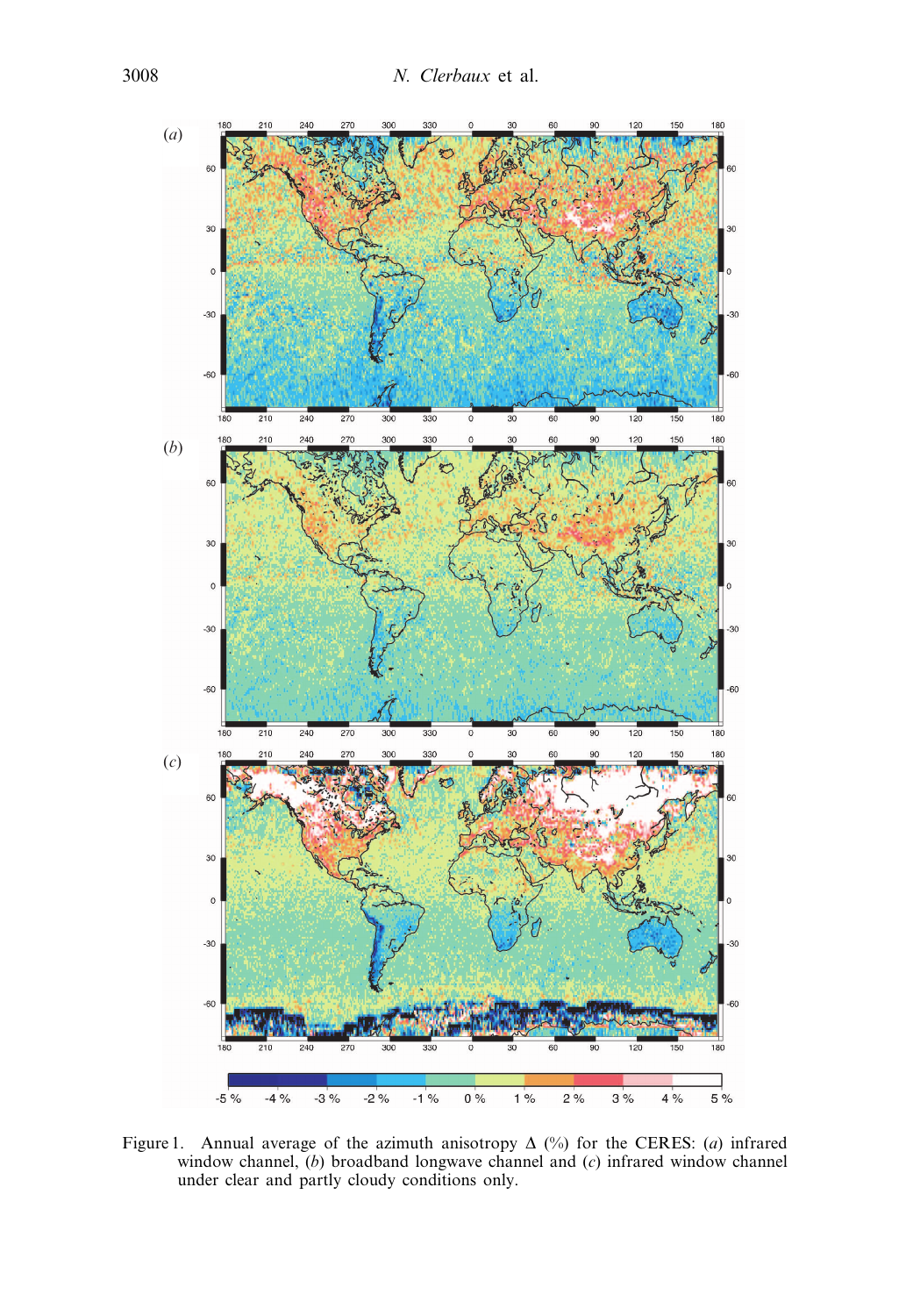Figure 1. Annual average of the azimuth anisotropy $\Delta$ (%) for the CERES: (*a*) infrared window channel, (*b*) broadband longwave channel and (*c*) infrared window channel under clear and partly cloudy conditions only.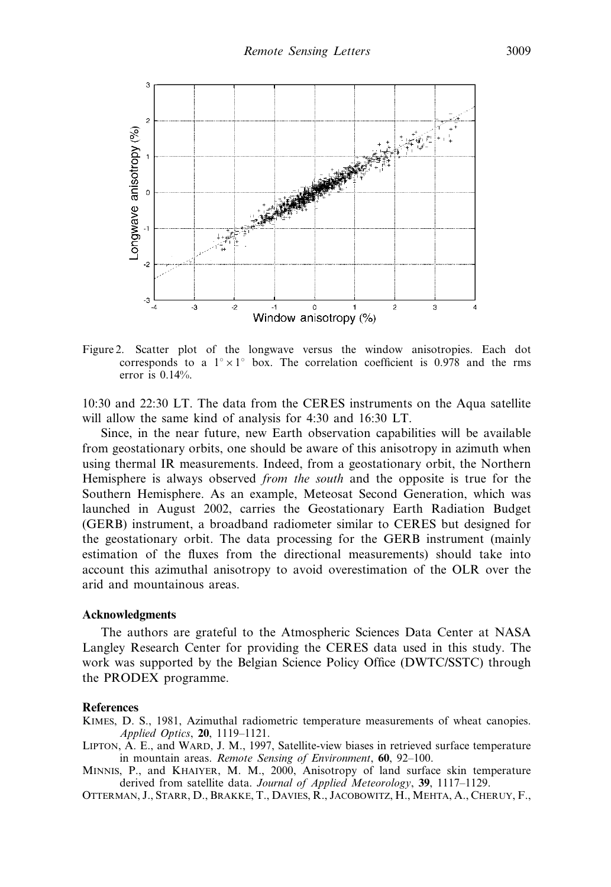Figure 2. Scatter plot of the longwave versus the window anisotropies. Each dot corresponds to a $1^\circ \times 1^\circ$ box. The correlation coefficient is 0.978 and the rms error is 0.14%.

10:30 and 22:30 LT. The data from the CERES instruments on the Aqua satellite will allow the same kind of analysis for 4:30 and 16:30 LT.

Since, in the near future, new Earth observation capabilities will be available from geostationary orbits, one should be aware of this anisotropy in azimuth when using thermal IR measurements. Indeed, from a geostationary orbit, the Northern Hemisphere is always observed *from the south* and the opposite is true for the Southern Hemisphere. As an example, Meteosat Second Generation, which was launched in August 2002, carries the Geostationary Earth Radiation Budget (GERB) instrument, a broadband radiometer similar to CERES but designed for the geostationary orbit. The data processing for the GERB instrument (mainly estimation of the fluxes from the directional measurements) should take into account this azimuthal anisotropy to avoid overestimation of the OLR over the arid and mountainous areas.

### Acknowledgments

The authors are grateful to the Atmospheric Sciences Data Center at NASA Langley Research Center for providing the CERES data used in this study. The work was supported by the Belgian Science Policy Office (DWTC/SSTC) through the PRODEX programme.

### References

Kimes, D. S., 1981, Azimuthal radiometric temperature measurements of wheat canopies. *Applied Optics*, **20**, 1119–1121.

Lipton, A. E., and Ward, J. M., 1997, Satellite-view biases in retrieved surface temperature in mountain areas. *Remote Sensing of Environment*, **60**, 92–100.

Minnis, P., and Khaiyer, M. M., 2000, Anisotropy of land surface skin temperature derived from satellite data. *Journal of Applied Meteorology*, **39**, 1117–1129.

Otterman, J., Starr, D., Brakke, T., Davies, R., Jacobowitz, H., Mehta, A., Cheruy, F.,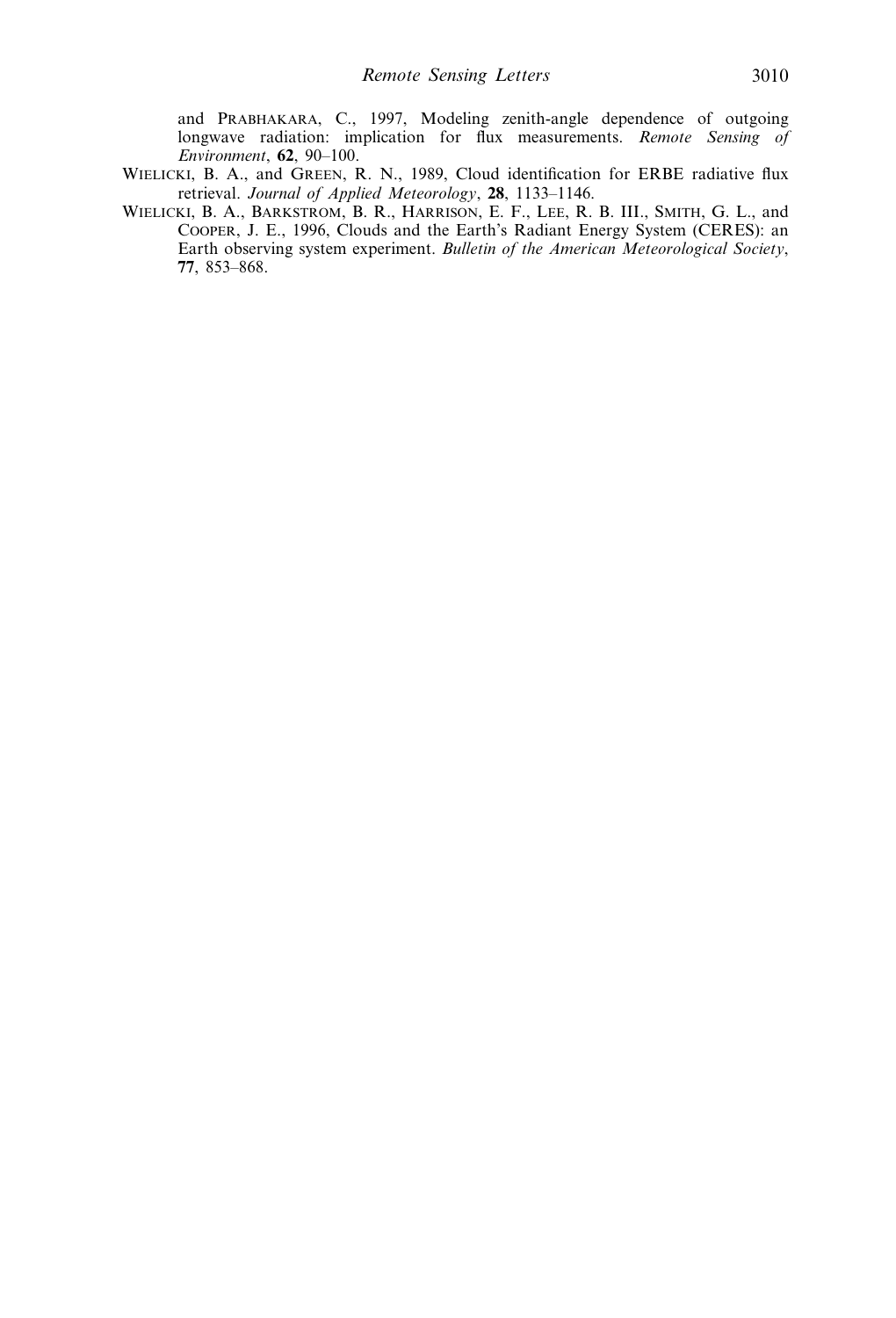and Prabhakara, C., 1997, Modeling zenith-angle dependence of outgoing longwave radiation: implication for flux measurements. *Remote Sensing of Environment*, **62**, 90–100.

Wielicki, B. A., and Green, R. N., 1989, Cloud identification for ERBE radiative flux retrieval. *Journal of Applied Meteorology*, **28**, 1133–1146.

Wielicki, B. A., Barkstrom, B. R., Harrison, E. F., Lee, R. B. III., Smith, G. L., and Cooper, J. E., 1996, Clouds and the Earth's Radiant Energy System (CERES): an Earth observing system experiment. *Bulletin of the American Meteorological Society*, **77**, 853–868.